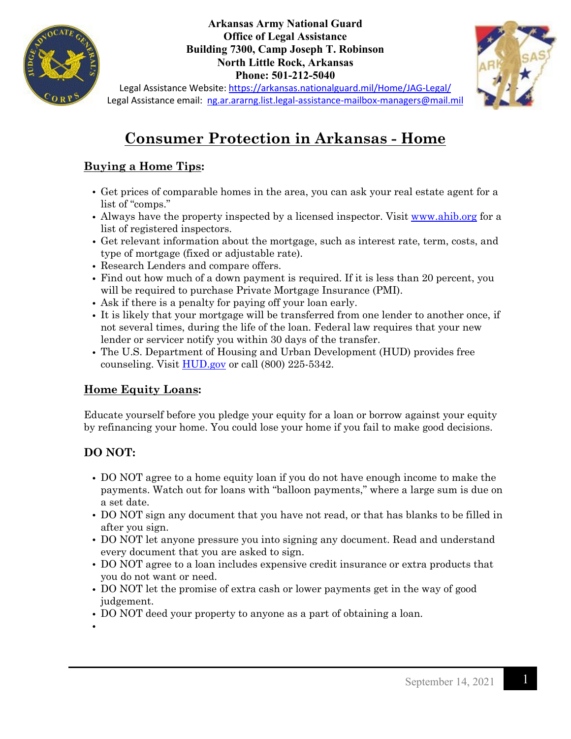**Arkansas Army National Guard**
**Office of Legal Assistance**
**Building 7300, Camp Joseph T. Robinson**
**North Little Rock, Arkansas**
**Phone: 501-212-5040**

Legal Assistance Website: https://arkansas.nationalguard.mil/Home/JAG-Legal/
Legal Assistance email: ng.ar.ararng.list.legal-assistance-mailbox-managers@mail.mil

# Consumer Protection in Arkansas - Home

## Buying a Home Tips:

- Get prices of comparable homes in the area, you can ask your real estate agent for a list of "comps."
- Always have the property inspected by a licensed inspector. Visit www.ahib.org for a list of registered inspectors.
- Get relevant information about the mortgage, such as interest rate, term, costs, and type of mortgage (fixed or adjustable rate).
- Research Lenders and compare offers.
- Find out how much of a down payment is required. If it is less than 20 percent, you will be required to purchase Private Mortgage Insurance (PMI).
- Ask if there is a penalty for paying off your loan early.
- It is likely that your mortgage will be transferred from one lender to another once, if not several times, during the life of the loan. Federal law requires that your new lender or servicer notify you within 30 days of the transfer.
- The U.S. Department of Housing and Urban Development (HUD) provides free counseling. Visit HUD.gov or call (800) 225-5342.

## Home Equity Loans:

Educate yourself before you pledge your equity for a loan or borrow against your equity by refinancing your home. You could lose your home if you fail to make good decisions.

### DO NOT:

- DO NOT agree to a home equity loan if you do not have enough income to make the payments. Watch out for loans with "balloon payments," where a large sum is due on a set date.
- DO NOT sign any document that you have not read, or that has blanks to be filled in after you sign.
- DO NOT let anyone pressure you into signing any document. Read and understand every document that you are asked to sign.
- DO NOT agree to a loan includes expensive credit insurance or extra products that you do not want or need.
- DO NOT let the promise of extra cash or lower payments get in the way of good judgement.
- DO NOT deed your property to anyone as a part of obtaining a loan.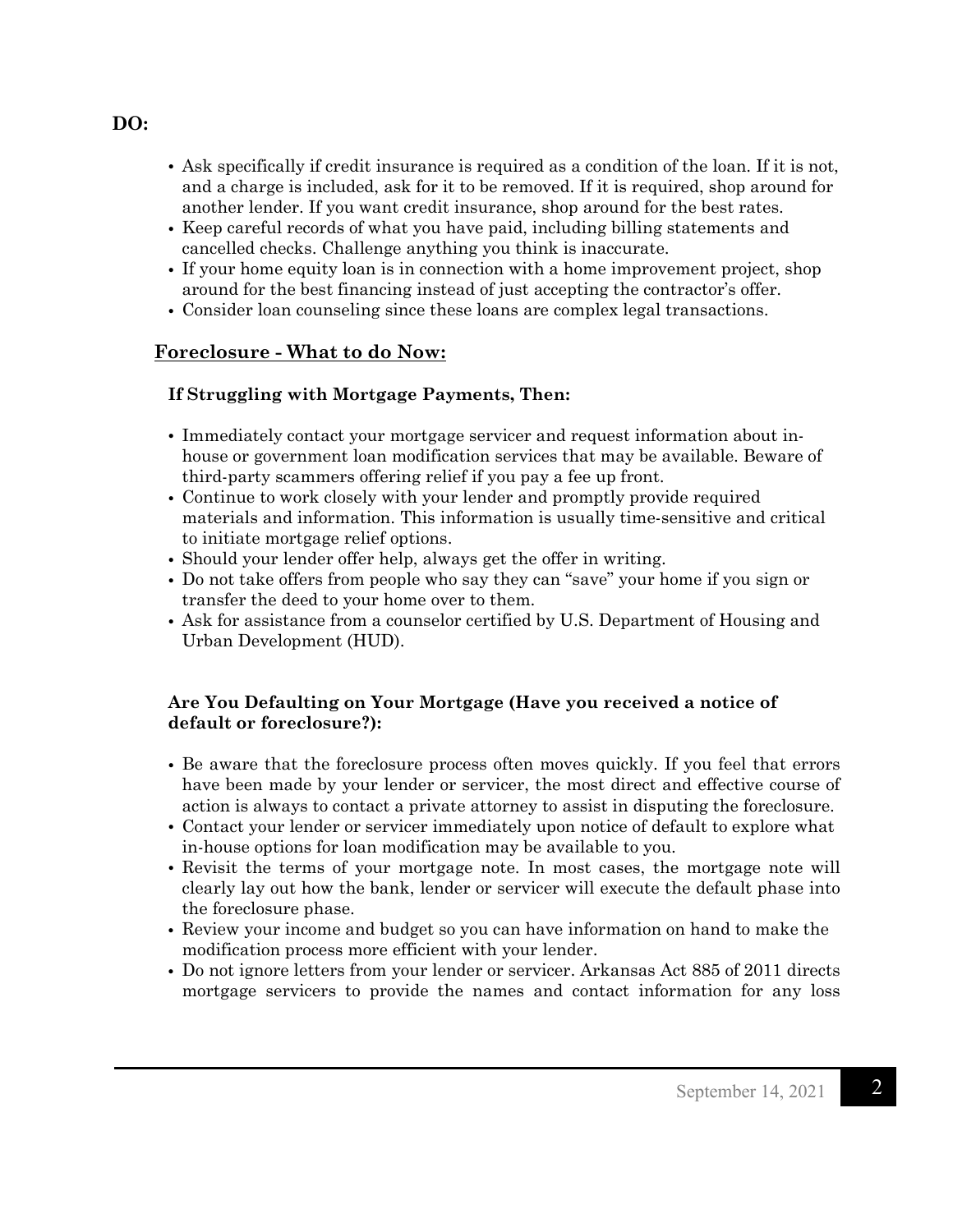**DO:**

- Ask specifically if credit insurance is required as a condition of the loan. If it is not, and a charge is included, ask for it to be removed. If it is required, shop around for another lender. If you want credit insurance, shop around for the best rates.
- Keep careful records of what you have paid, including billing statements and cancelled checks. Challenge anything you think is inaccurate.
- If your home equity loan is in connection with a home improvement project, shop around for the best financing instead of just accepting the contractor's offer.
- Consider loan counseling since these loans are complex legal transactions.

## Foreclosure - What to do Now:

### If Struggling with Mortgage Payments, Then:

- Immediately contact your mortgage servicer and request information about in-house or government loan modification services that may be available. Beware of third-party scammers offering relief if you pay a fee up front.
- Continue to work closely with your lender and promptly provide required materials and information. This information is usually time-sensitive and critical to initiate mortgage relief options.
- Should your lender offer help, always get the offer in writing.
- Do not take offers from people who say they can "save" your home if you sign or transfer the deed to your home over to them.
- Ask for assistance from a counselor certified by U.S. Department of Housing and Urban Development (HUD).

### Are You Defaulting on Your Mortgage (Have you received a notice of default or foreclosure?):

- Be aware that the foreclosure process often moves quickly. If you feel that errors have been made by your lender or servicer, the most direct and effective course of action is always to contact a private attorney to assist in disputing the foreclosure.
- Contact your lender or servicer immediately upon notice of default to explore what in-house options for loan modification may be available to you.
- Revisit the terms of your mortgage note. In most cases, the mortgage note will clearly lay out how the bank, lender or servicer will execute the default phase into the foreclosure phase.
- Review your income and budget so you can have information on hand to make the modification process more efficient with your lender.
- Do not ignore letters from your lender or servicer. Arkansas Act 885 of 2011 directs mortgage servicers to provide the names and contact information for any loss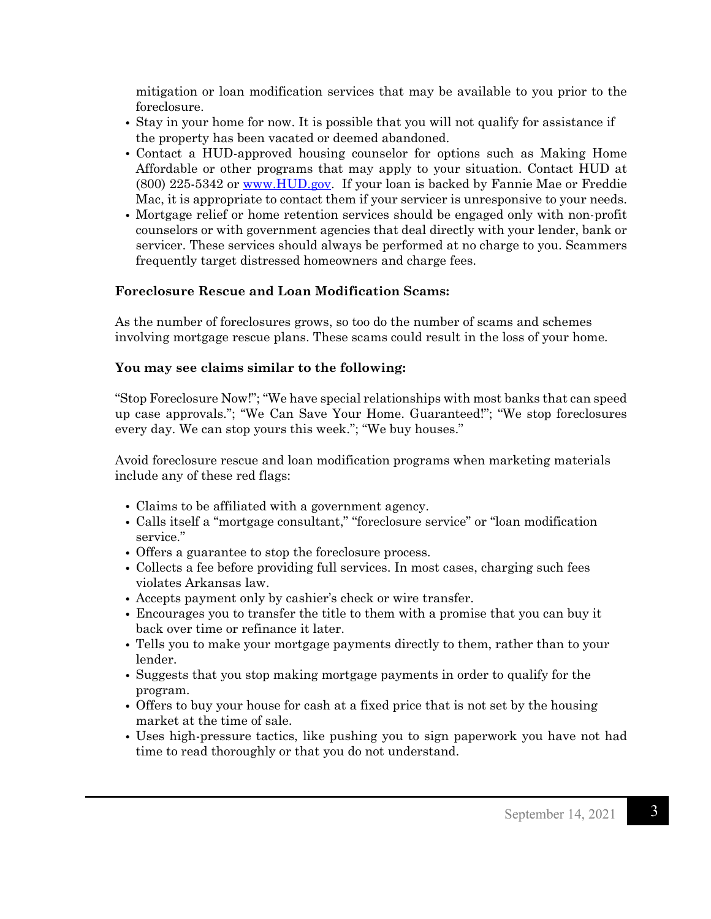mitigation or loan modification services that may be available to you prior to the foreclosure.

- Stay in your home for now. It is possible that you will not qualify for assistance if the property has been vacated or deemed abandoned.
- Contact a HUD-approved housing counselor for options such as Making Home Affordable or other programs that may apply to your situation. Contact HUD at (800) 225-5342 or [www.HUD.gov](http://www.HUD.gov). If your loan is backed by Fannie Mae or Freddie Mac, it is appropriate to contact them if your servicer is unresponsive to your needs.
- Mortgage relief or home retention services should be engaged only with non-profit counselors or with government agencies that deal directly with your lender, bank or servicer. These services should always be performed at no charge to you. Scammers frequently target distressed homeowners and charge fees.

**Foreclosure Rescue and Loan Modification Scams:**

As the number of foreclosures grows, so too do the number of scams and schemes involving mortgage rescue plans. These scams could result in the loss of your home.

**You may see claims similar to the following:**

“Stop Foreclosure Now!”; “We have special relationships with most banks that can speed up case approvals.”; “We Can Save Your Home. Guaranteed!”; “We stop foreclosures every day. We can stop yours this week.”; “We buy houses.”

Avoid foreclosure rescue and loan modification programs when marketing materials include any of these red flags:

- Claims to be affiliated with a government agency.
- Calls itself a “mortgage consultant,” “foreclosure service” or “loan modification service.”
- Offers a guarantee to stop the foreclosure process.
- Collects a fee before providing full services. In most cases, charging such fees violates Arkansas law.
- Accepts payment only by cashier’s check or wire transfer.
- Encourages you to transfer the title to them with a promise that you can buy it back over time or refinance it later.
- Tells you to make your mortgage payments directly to them, rather than to your lender.
- Suggests that you stop making mortgage payments in order to qualify for the program.
- Offers to buy your house for cash at a fixed price that is not set by the housing market at the time of sale.
- Uses high-pressure tactics, like pushing you to sign paperwork you have not had time to read thoroughly or that you do not understand.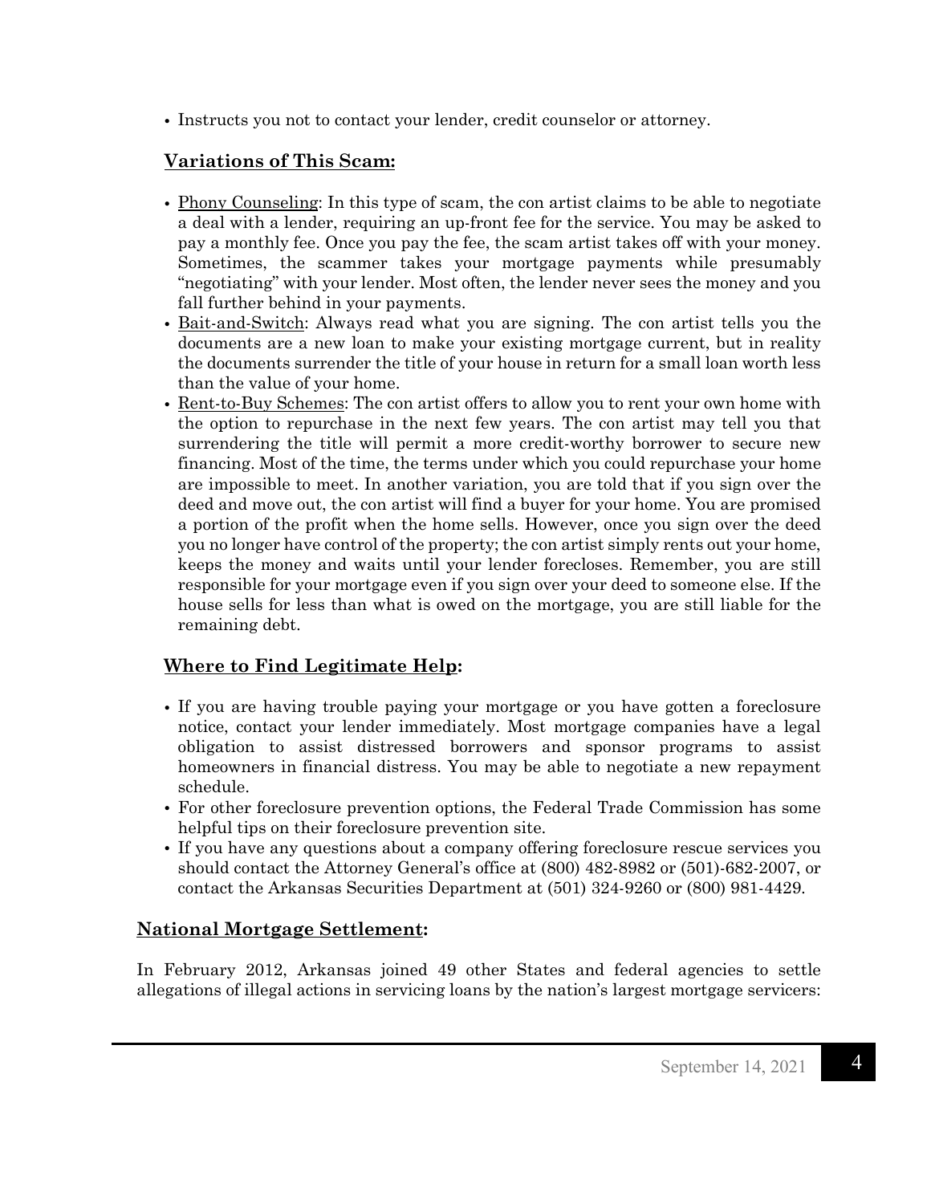- Instructs you not to contact your lender, credit counselor or attorney.

## Variations of This Scam:

- Phony Counseling: In this type of scam, the con artist claims to be able to negotiate a deal with a lender, requiring an up-front fee for the service. You may be asked to pay a monthly fee. Once you pay the fee, the scam artist takes off with your money. Sometimes, the scammer takes your mortgage payments while presumably "negotiating" with your lender. Most often, the lender never sees the money and you fall further behind in your payments.
- Bait-and-Switch: Always read what you are signing. The con artist tells you the documents are a new loan to make your existing mortgage current, but in reality the documents surrender the title of your house in return for a small loan worth less than the value of your home.
- Rent-to-Buy Schemes: The con artist offers to allow you to rent your own home with the option to repurchase in the next few years. The con artist may tell you that surrendering the title will permit a more credit-worthy borrower to secure new financing. Most of the time, the terms under which you could repurchase your home are impossible to meet. In another variation, you are told that if you sign over the deed and move out, the con artist will find a buyer for your home. You are promised a portion of the profit when the home sells. However, once you sign over the deed you no longer have control of the property; the con artist simply rents out your home, keeps the money and waits until your lender forecloses. Remember, you are still responsible for your mortgage even if you sign over your deed to someone else. If the house sells for less than what is owed on the mortgage, you are still liable for the remaining debt.

## Where to Find Legitimate Help:

- If you are having trouble paying your mortgage or you have gotten a foreclosure notice, contact your lender immediately. Most mortgage companies have a legal obligation to assist distressed borrowers and sponsor programs to assist homeowners in financial distress. You may be able to negotiate a new repayment schedule.
- For other foreclosure prevention options, the Federal Trade Commission has some helpful tips on their foreclosure prevention site.
- If you have any questions about a company offering foreclosure rescue services you should contact the Attorney General's office at (800) 482-8982 or (501)-682-2007, or contact the Arkansas Securities Department at (501) 324-9260 or (800) 981-4429.

## National Mortgage Settlement:

In February 2012, Arkansas joined 49 other States and federal agencies to settle allegations of illegal actions in servicing loans by the nation's largest mortgage servicers: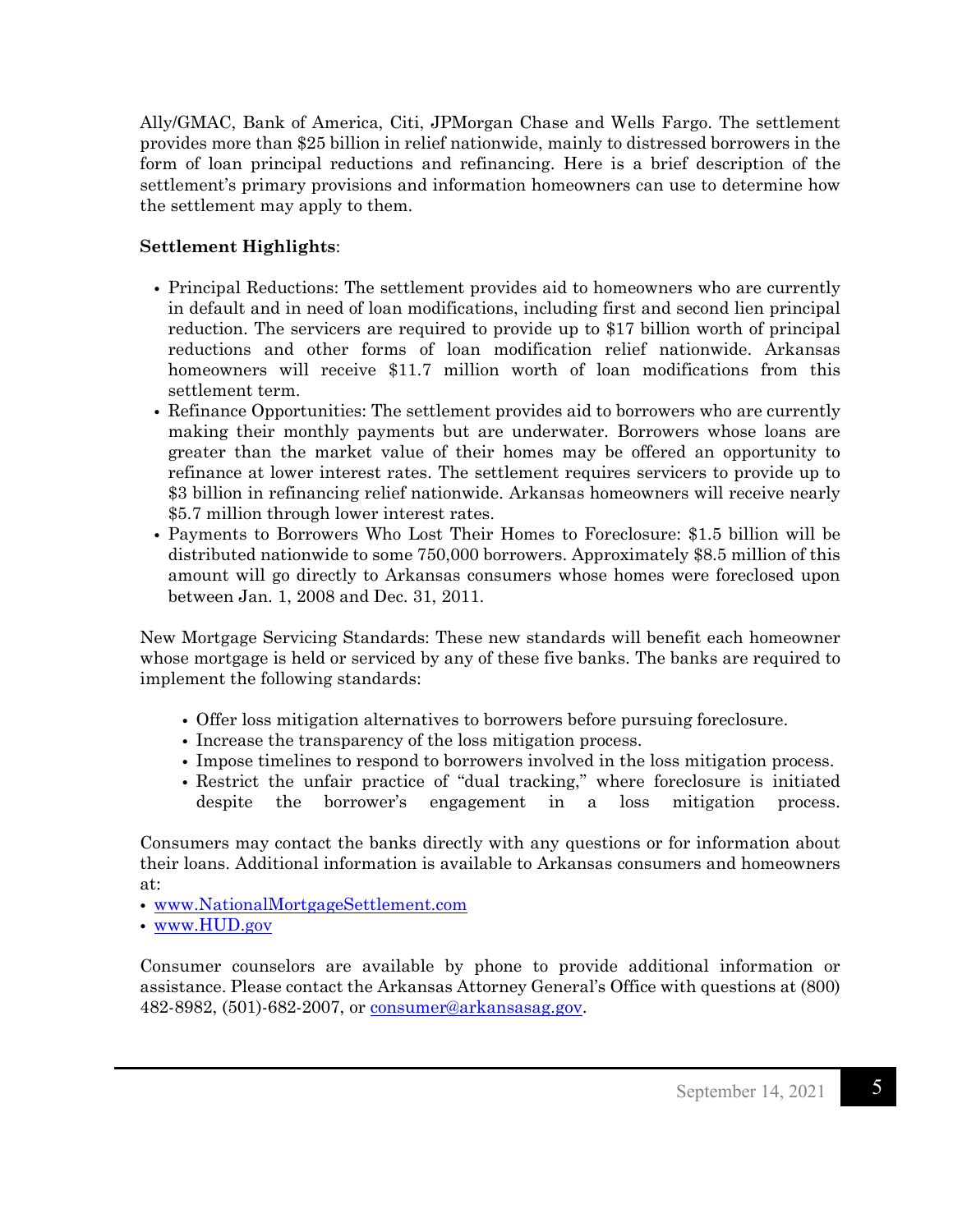Ally/GMAC, Bank of America, Citi, JPMorgan Chase and Wells Fargo. The settlement provides more than $25 billion in relief nationwide, mainly to distressed borrowers in the form of loan principal reductions and refinancing. Here is a brief description of the settlement's primary provisions and information homeowners can use to determine how the settlement may apply to them.

**Settlement Highlights**:

- Principal Reductions: The settlement provides aid to homeowners who are currently in default and in need of loan modifications, including first and second lien principal reduction. The servicers are required to provide up to $17 billion worth of principal reductions and other forms of loan modification relief nationwide. Arkansas homeowners will receive $11.7 million worth of loan modifications from this settlement term.
- Refinance Opportunities: The settlement provides aid to borrowers who are currently making their monthly payments but are underwater. Borrowers whose loans are greater than the market value of their homes may be offered an opportunity to refinance at lower interest rates. The settlement requires servicers to provide up to $3 billion in refinancing relief nationwide. Arkansas homeowners will receive nearly $5.7 million through lower interest rates.
- Payments to Borrowers Who Lost Their Homes to Foreclosure: $1.5 billion will be distributed nationwide to some 750,000 borrowers. Approximately $8.5 million of this amount will go directly to Arkansas consumers whose homes were foreclosed upon between Jan. 1, 2008 and Dec. 31, 2011.

New Mortgage Servicing Standards: These new standards will benefit each homeowner whose mortgage is held or serviced by any of these five banks. The banks are required to implement the following standards:

- Offer loss mitigation alternatives to borrowers before pursuing foreclosure.
- Increase the transparency of the loss mitigation process.
- Impose timelines to respond to borrowers involved in the loss mitigation process.
- Restrict the unfair practice of "dual tracking," where foreclosure is initiated despite the borrower's engagement in a loss mitigation process.

Consumers may contact the banks directly with any questions or for information about their loans. Additional information is available to Arkansas consumers and homeowners at:

- www.NationalMortgageSettlement.com
- www.HUD.gov

Consumer counselors are available by phone to provide additional information or assistance. Please contact the Arkansas Attorney General's Office with questions at (800) 482-8982, (501)-682-2007, or consumer@arkansasag.gov.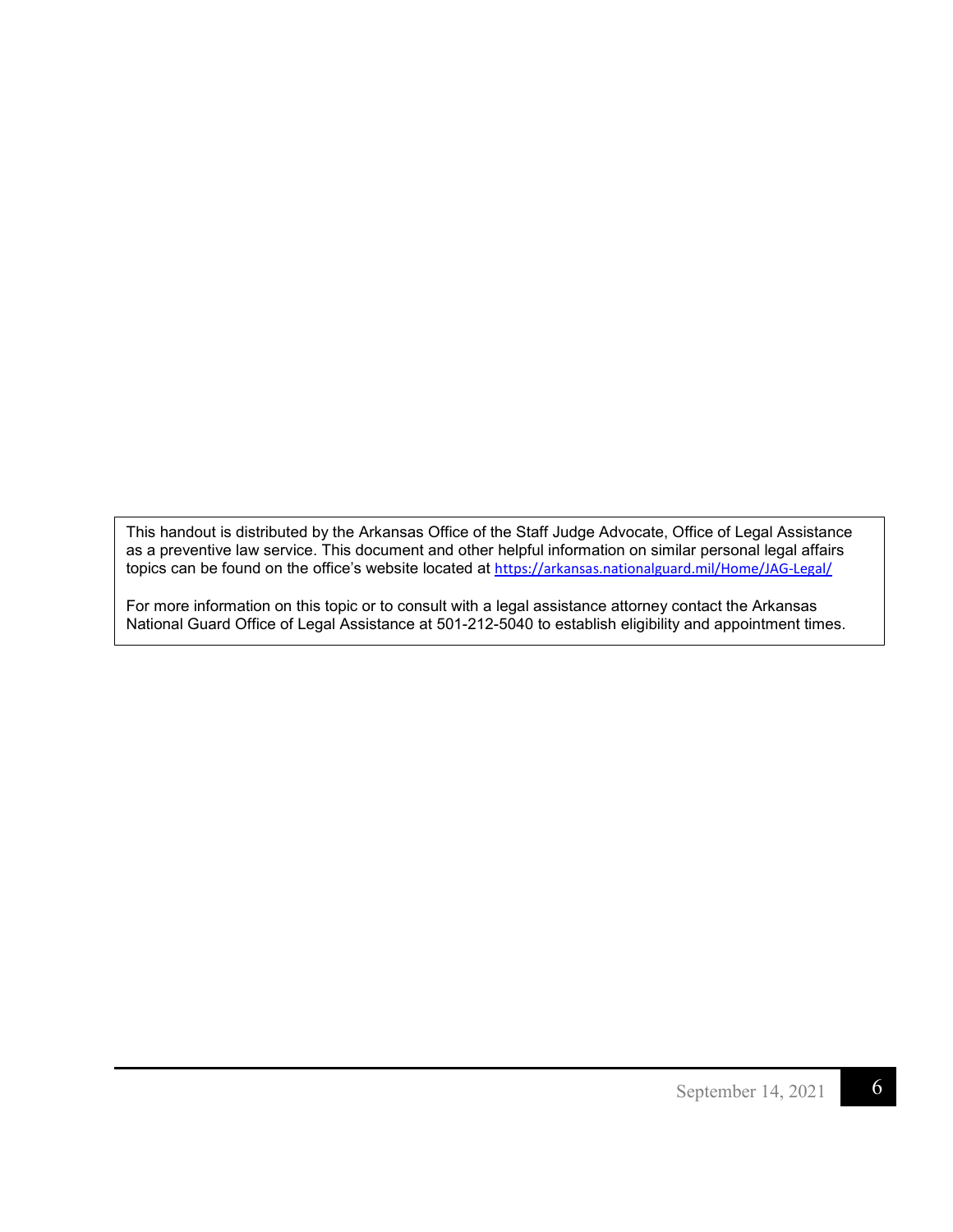This handout is distributed by the Arkansas Office of the Staff Judge Advocate, Office of Legal Assistance as a preventive law service. This document and other helpful information on similar personal legal affairs topics can be found on the office's website located at https://arkansas.nationalguard.mil/Home/JAG-Legal/

For more information on this topic or to consult with a legal assistance attorney contact the Arkansas National Guard Office of Legal Assistance at 501-212-5040 to establish eligibility and appointment times.